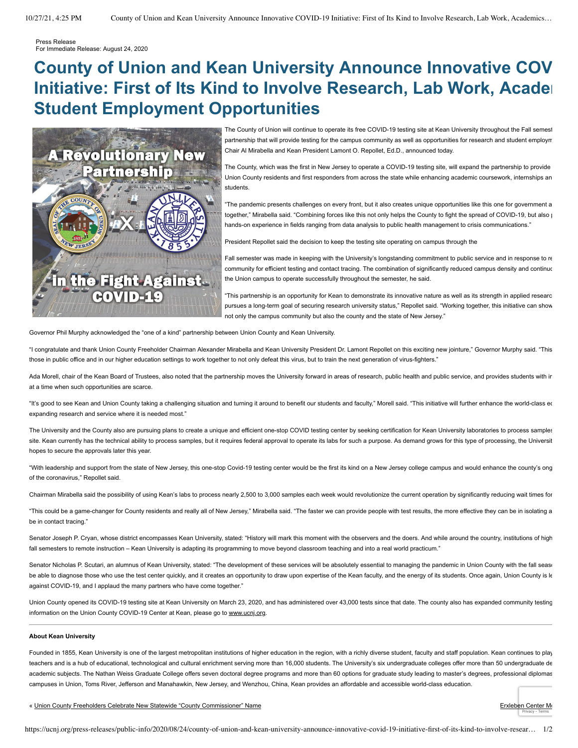Press Release
For Immediate Release: August 24, 2020

# County of Union and Kean University Announce Innovative COV Initiative: First of Its Kind to Involve Research, Lab Work, Acade Student Employment Opportunities

The County of Union will continue to operate its free COVID-19 testing site at Kean University throughout the Fall semest partnership that will provide testing for the campus community as well as opportunities for research and student employm Chair Al Mirabella and Kean President Lamont O. Repollet, Ed.D., announced today.

The County, which was the first in New Jersey to operate a COVID-19 testing site, will expand the partnership to provide Union County residents and first responders from across the state while enhancing academic coursework, internships an students.

"The pandemic presents challenges on every front, but it also creates unique opportunities like this one for government a together," Mirabella said. "Combining forces like this not only helps the County to fight the spread of COVID-19, but also hands-on experience in fields ranging from data analysis to public health management to crisis communications."

President Repollet said the decision to keep the testing site operating on campus through the

Fall semester was made in keeping with the University's longstanding commitment to public service and in response to re community for efficient testing and contact tracing. The combination of significantly reduced campus density and continu the Union campus to operate successfully throughout the semester, he said.

"This partnership is an opportunity for Kean to demonstrate its innovative nature as well as its strength in applied researc pursues a long-term goal of securing research university status," Repollet said. "Working together, this initiative can show not only the campus community but also the county and the state of New Jersey."

Governor Phil Murphy acknowledged the "one of a kind" partnership between Union County and Kean University.

"I congratulate and thank Union County Freeholder Chairman Alexander Mirabella and Kean University President Dr. Lamont Repollet on this exciting new jointure," Governor Murphy said. "This those in public office and in our higher education settings to work together to not only defeat this virus, but to train the next generation of virus-fighters."

Ada Morell, chair of the Kean Board of Trustees, also noted that the partnership moves the University forward in areas of research, public health and public service, and provides students with ir at a time when such opportunities are scarce.

"It's good to see Kean and Union County taking a challenging situation and turning it around to benefit our students and faculty," Morell said. "This initiative will further enhance the world-class ec expanding research and service where it is needed most."

The University and the County also are pursuing plans to create a unique and efficient one-stop COVID testing center by seeking certification for Kean University laboratories to process samples site. Kean currently has the technical ability to process samples, but it requires federal approval to operate its labs for such a purpose. As demand grows for this type of processing, the Universit hopes to secure the approvals later this year.

"With leadership and support from the state of New Jersey, this one-stop Covid-19 testing center would be the first its kind on a New Jersey college campus and would enhance the county's ong of the coronavirus," Repollet said.

Chairman Mirabella said the possibility of using Kean's labs to process nearly 2,500 to 3,000 samples each week would revolutionize the current operation by significantly reducing wait times for

"This could be a game-changer for County residents and really all of New Jersey," Mirabella said. "The faster we can provide people with test results, the more effective they can be in isolating a be in contact tracing."

Senator Joseph P. Cryan, whose district encompasses Kean University, stated: "History will mark this moment with the observers and the doers. And while around the country, institutions of high fall semesters to remote instruction – Kean University is adapting its programming to move beyond classroom teaching and into a real world practicum."

Senator Nicholas P. Scutari, an alumnus of Kean University, stated: "The development of these services will be absolutely essential to managing the pandemic in Union County with the fall seas be able to diagnose those who use the test center quickly, and it creates an opportunity to draw upon expertise of the Kean faculty, and the energy of its students. Once again, Union County is le against COVID-19, and I applaud the many partners who have come together."

Union County opened its COVID-19 testing site at Kean University on March 23, 2020, and has administered over 43,000 tests since that date. The county also has expanded community testing information on the Union County COVID-19 Center at Kean, please go to www.ucnj.org.

---

**About Kean University**

Founded in 1855, Kean University is one of the largest metropolitan institutions of higher education in the region, with a richly diverse student, faculty and staff population. Kean continues to play teachers and is a hub of educational, technological and cultural enrichment serving more than 16,000 students. The University's six undergraduate colleges offer more than 50 undergraduate de academic subjects. The Nathan Weiss Graduate College offers seven doctoral degree programs and more than 60 options for graduate study leading to master's degrees, professional diplomas campuses in Union, Toms River, Jefferson and Manahawkin, New Jersey, and Wenzhou, China, Kean provides an affordable and accessible world-class education.

« Union County Freeholders Celebrate New Statewide "County Commissioner" Name

Erxleben Center M